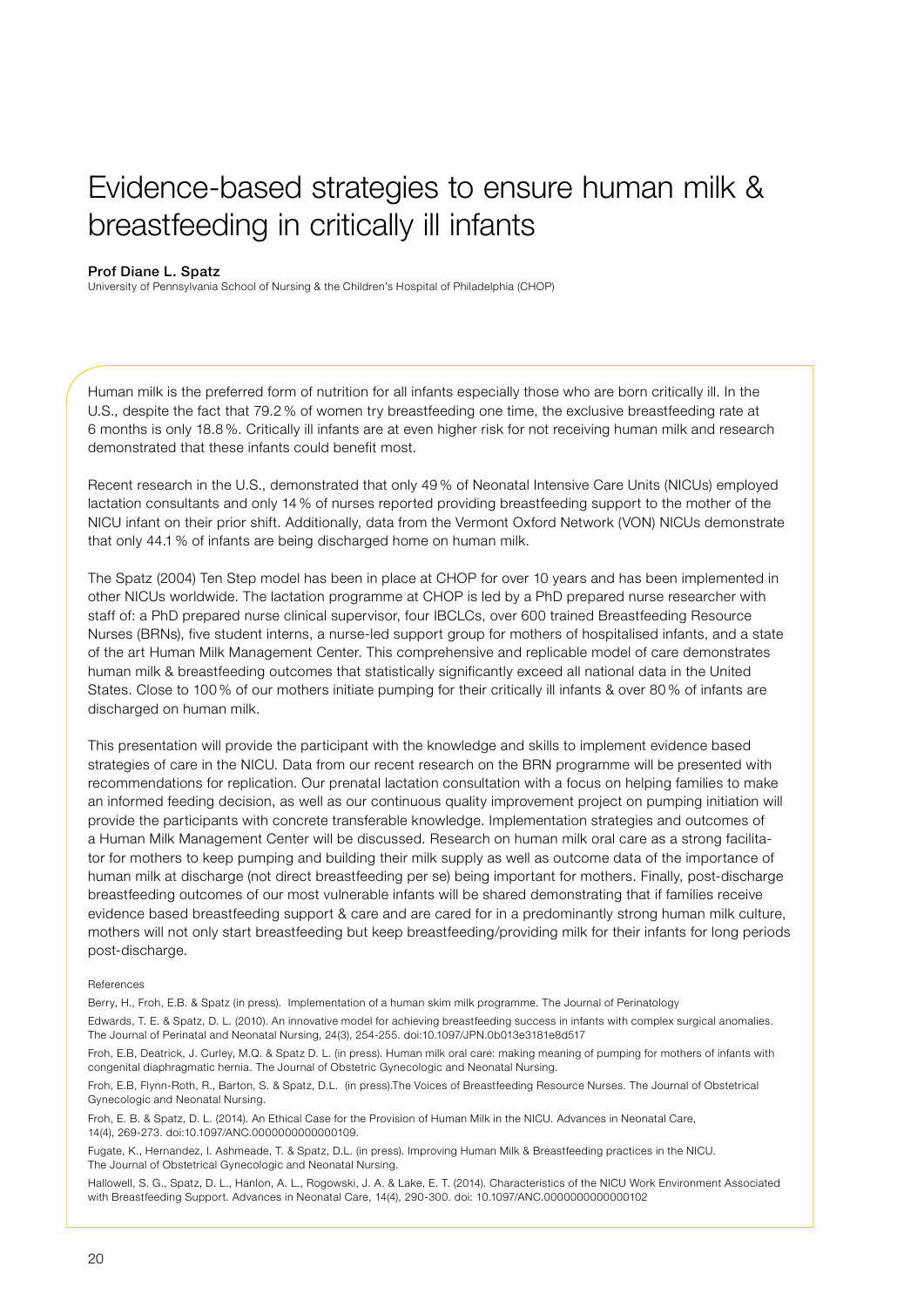# Evidence-based strategies to ensure human milk & breastfeeding in critically ill infants

**Prof Diane L. Spatz**

University of Pennsylvania School of Nursing & the Children's Hospital of Philadelphia (CHOP)

Human milk is the preferred form of nutrition for all infants especially those who are born critically ill. In the U.S., despite the fact that 79.2 % of women try breastfeeding one time, the exclusive breastfeeding rate at 6 months is only 18.8 %. Critically ill infants are at even higher risk for not receiving human milk and research demonstrated that these infants could benefit most.

Recent research in the U.S., demonstrated that only 49 % of Neonatal Intensive Care Units (NICUs) employed lactation consultants and only 14 % of nurses reported providing breastfeeding support to the mother of the NICU infant on their prior shift. Additionally, data from the Vermont Oxford Network (VON) NICUs demonstrate that only 44.1 % of infants are being discharged home on human milk.

The Spatz (2004) Ten Step model has been in place at CHOP for over 10 years and has been implemented in other NICUs worldwide. The lactation programme at CHOP is led by a PhD prepared nurse researcher with staff of: a PhD prepared nurse clinical supervisor, four IBCLCs, over 600 trained Breastfeeding Resource Nurses (BRNs), five student interns, a nurse-led support group for mothers of hospitalised infants, and a state of the art Human Milk Management Center. This comprehensive and replicable model of care demonstrates human milk & breastfeeding outcomes that statistically significantly exceed all national data in the United States. Close to 100 % of our mothers initiate pumping for their critically ill infants & over 80 % of infants are discharged on human milk.

This presentation will provide the participant with the knowledge and skills to implement evidence based strategies of care in the NICU. Data from our recent research on the BRN programme will be presented with recommendations for replication. Our prenatal lactation consultation with a focus on helping families to make an informed feeding decision, as well as our continuous quality improvement project on pumping initiation will provide the participants with concrete transferable knowledge. Implementation strategies and outcomes of a Human Milk Management Center will be discussed. Research on human milk oral care as a strong facilitator for mothers to keep pumping and building their milk supply as well as outcome data of the importance of human milk at discharge (not direct breastfeeding per se) being important for mothers. Finally, post-discharge breastfeeding outcomes of our most vulnerable infants will be shared demonstrating that if families receive evidence based breastfeeding support & care and are cared for in a predominantly strong human milk culture, mothers will not only start breastfeeding but keep breastfeeding/providing milk for their infants for long periods post-discharge.

References

Berry, H., Froh, E.B. & Spatz (in press). Implementation of a human skim milk programme. The Journal of Perinatology

Edwards, T. E. & Spatz, D. L. (2010). An innovative model for achieving breastfeeding success in infants with complex surgical anomalies. The Journal of Perinatal and Neonatal Nursing, 24(3), 254-255. doi:10.1097/JPN.0b013e3181e8d517

Froh, E.B, Deatrick, J. Curley, M.Q. & Spatz D. L. (in press). Human milk oral care: making meaning of pumping for mothers of infants with congenital diaphragmatic hernia. The Journal of Obstetric Gynecologic and Neonatal Nursing.

Froh, E.B, Flynn-Roth, R., Barton, S. & Spatz, D.L. (in press).The Voices of Breastfeeding Resource Nurses. The Journal of Obstetrical Gynecologic and Neonatal Nursing.

Froh, E. B. & Spatz, D. L. (2014). An Ethical Case for the Provision of Human Milk in the NICU. Advances in Neonatal Care, 14(4), 269-273. doi:10.1097/ANC.0000000000000109.

Fugate, K., Hernandez, I. Ashmeade, T. & Spatz, D.L. (in press). Improving Human Milk & Breastfeeding practices in the NICU. The Journal of Obstetrical Gynecologic and Neonatal Nursing.

Hallowell, S. G., Spatz, D. L., Hanlon, A. L., Rogowski, J. A. & Lake, E. T. (2014). Characteristics of the NICU Work Environment Associated with Breastfeeding Support. Advances in Neonatal Care, 14(4), 290-300. doi: 10.1097/ANC.0000000000000102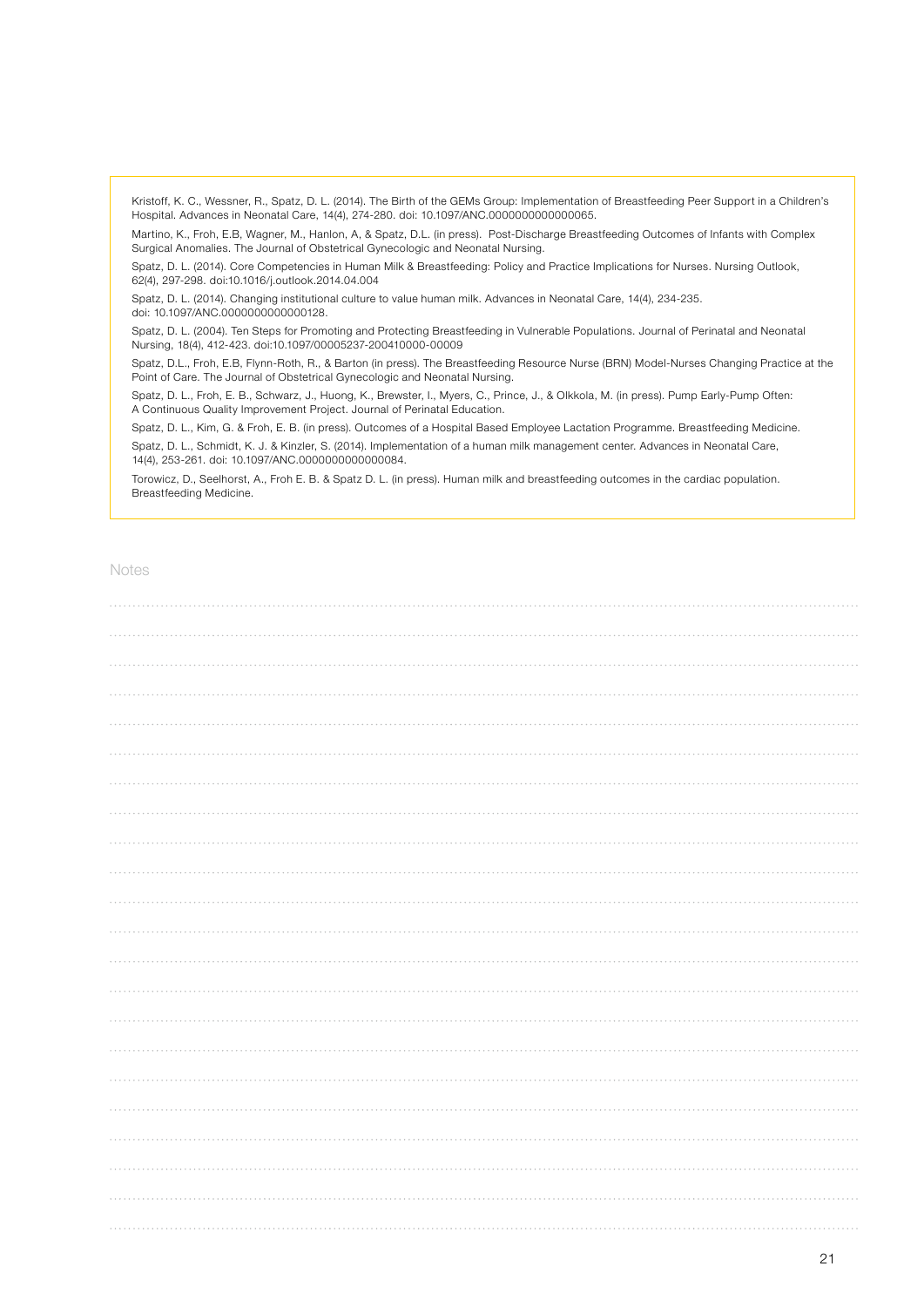Kristoff, K. C., Wessner, R., Spatz, D. L. (2014). The Birth of the GEMs Group: Implementation of Breastfeeding Peer Support in a Children's Hospital. Advances in Neonatal Care, 14(4), 274-280. doi: 10.1097/ANC.0000000000000065.

Martino, K., Froh, E.B, Wagner, M., Hanlon, A, & Spatz, D.L. (in press). Post-Discharge Breastfeeding Outcomes of Infants with Complex Surgical Anomalies. The Journal of Obstetrical Gynecologic and Neonatal Nursing.

Spatz, D. L. (2014). Core Competencies in Human Milk & Breastfeeding: Policy and Practice Implications for Nurses. Nursing Outlook, 62(4), 297-298. doi:10.1016/j.outlook.2014.04.004

Spatz, D. L. (2014). Changing institutional culture to value human milk. Advances in Neonatal Care, 14(4), 234-235. doi: 10.1097/ANC.0000000000000128.

Spatz, D. L. (2004). Ten Steps for Promoting and Protecting Breastfeeding in Vulnerable Populations. Journal of Perinatal and Neonatal Nursing, 18(4), 412-423. doi:10.1097/00005237-200410000-00009

Spatz, D.L., Froh, E.B, Flynn-Roth, R., & Barton (in press). The Breastfeeding Resource Nurse (BRN) Model-Nurses Changing Practice at the Point of Care. The Journal of Obstetrical Gynecologic and Neonatal Nursing.

Spatz, D. L., Froh, E. B., Schwarz, J., Huong, K., Brewster, I., Myers, C., Prince, J., & Olkkola, M. (in press). Pump Early-Pump Often: A Continuous Quality Improvement Project. Journal of Perinatal Education.

Spatz, D. L., Kim, G. & Froh, E. B. (in press). Outcomes of a Hospital Based Employee Lactation Programme. Breastfeeding Medicine.

Spatz, D. L., Schmidt, K. J. & Kinzler, S. (2014). Implementation of a human milk management center. Advances in Neonatal Care, 14(4), 253-261. doi: 10.1097/ANC.0000000000000084.

Torowicz, D., Seelhorst, A., Froh E. B. & Spatz D. L. (in press). Human milk and breastfeeding outcomes in the cardiac population. Breastfeeding Medicine.

Notes